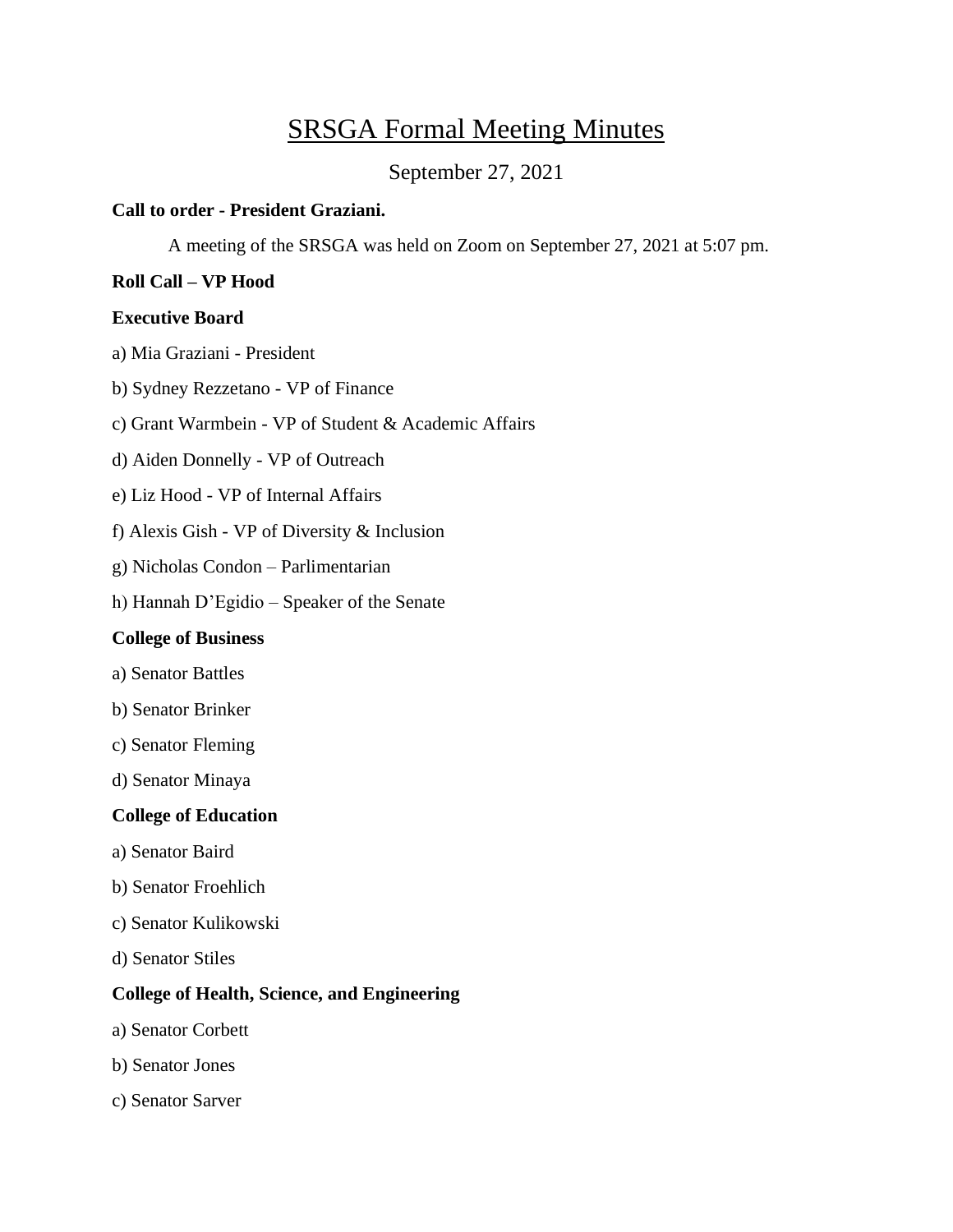# SRSGA Formal Meeting Minutes

September 27, 2021

**Call to order - President Graziani.**

A meeting of the SRSGA was held on Zoom on September 27, 2021 at 5:07 pm.

**Roll Call – VP Hood**

**Executive Board**

a) Mia Graziani - President

b) Sydney Rezzetano - VP of Finance

c) Grant Warmbein - VP of Student & Academic Affairs

d) Aiden Donnelly - VP of Outreach

e) Liz Hood - VP of Internal Affairs

f) Alexis Gish - VP of Diversity & Inclusion

g) Nicholas Condon – Parlimentarian

h) Hannah D'Egidio – Speaker of the Senate

**College of Business**

a) Senator Battles

b) Senator Brinker

c) Senator Fleming

d) Senator Minaya

**College of Education**

a) Senator Baird

b) Senator Froehlich

c) Senator Kulikowski

d) Senator Stiles

**College of Health, Science, and Engineering**

a) Senator Corbett

b) Senator Jones

c) Senator Sarver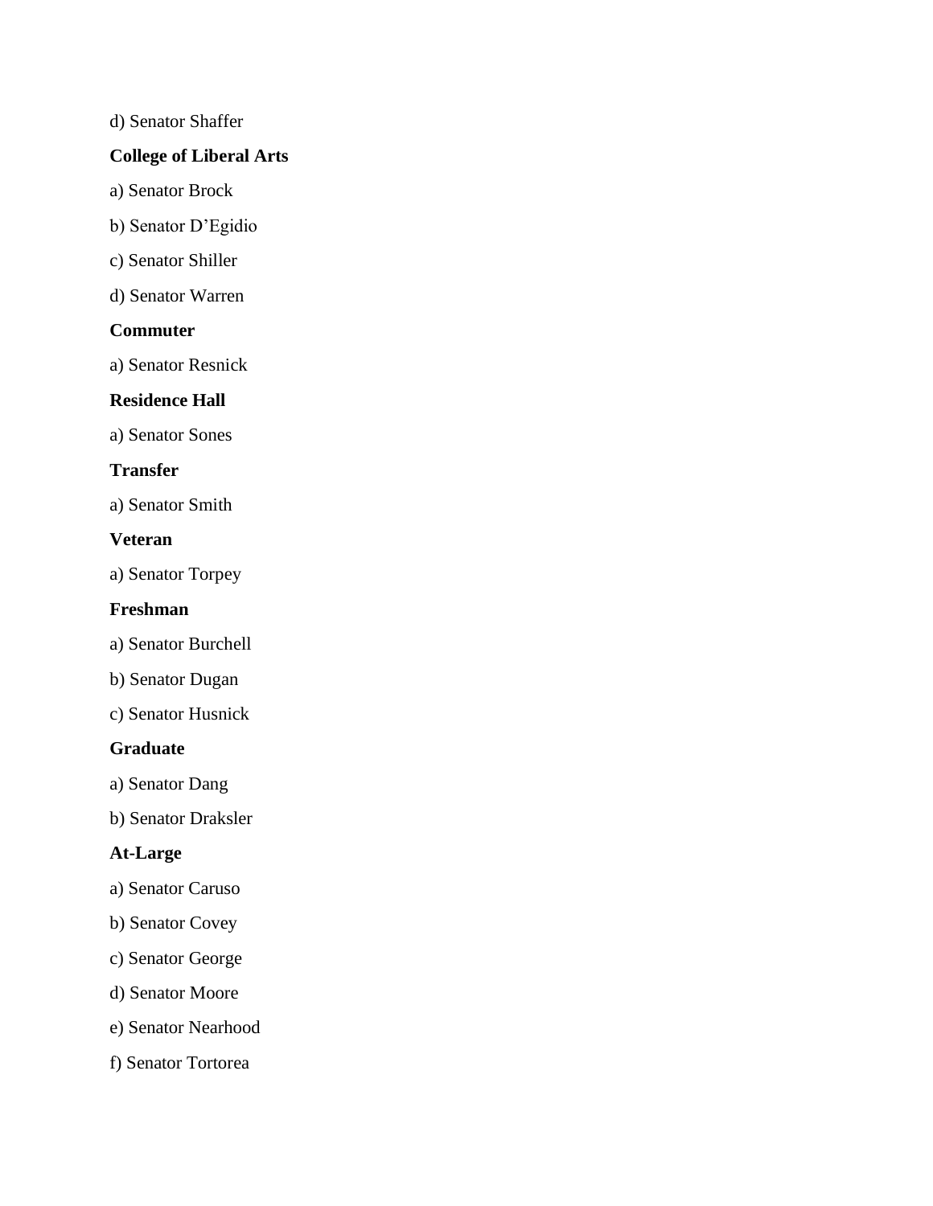d) Senator Shaffer

**College of Liberal Arts**

a) Senator Brock

b) Senator D'Egidio

c) Senator Shiller

d) Senator Warren

**Commuter**

a) Senator Resnick

**Residence Hall**

a) Senator Sones

**Transfer**

a) Senator Smith

**Veteran**

a) Senator Torpey

**Freshman**

a) Senator Burchell

b) Senator Dugan

c) Senator Husnick

**Graduate**

a) Senator Dang

b) Senator Draksler

**At-Large**

a) Senator Caruso

b) Senator Covey

c) Senator George

d) Senator Moore

e) Senator Nearhood

f) Senator Tortorea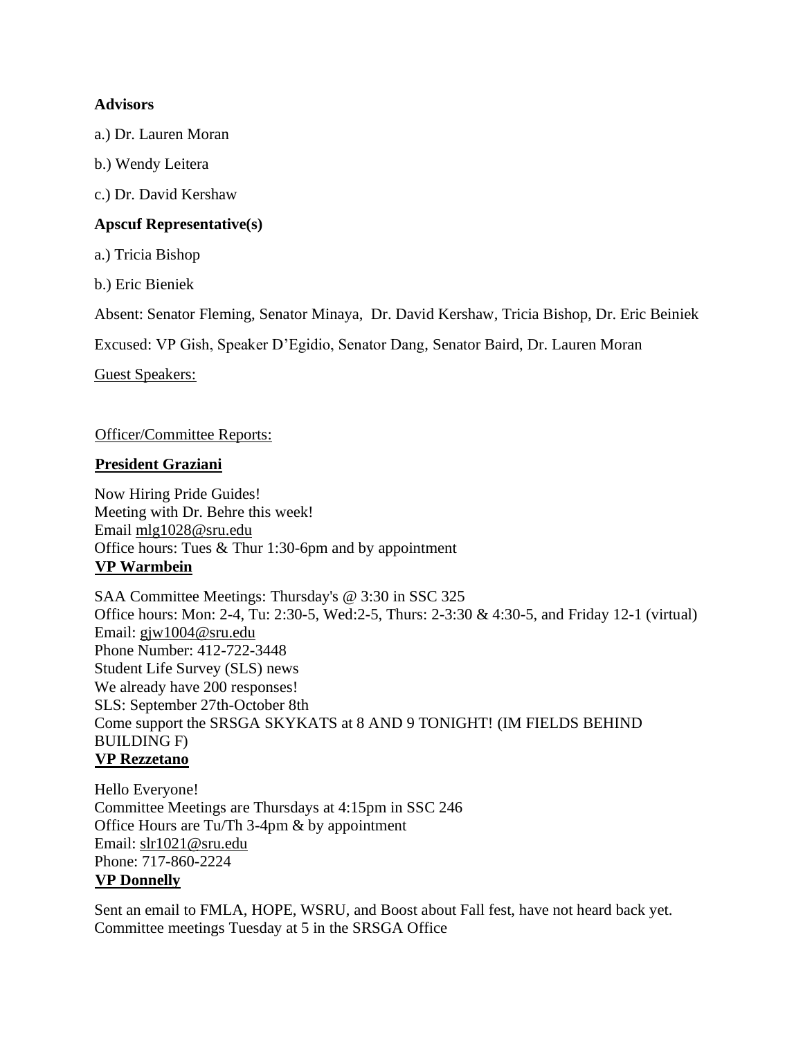**Advisors**

a.) Dr. Lauren Moran

b.) Wendy Leitera

c.) Dr. David Kershaw

**Apscuf Representative(s)**

a.) Tricia Bishop

b.) Eric Bieniek

Absent: Senator Fleming, Senator Minaya, Dr. David Kershaw, Tricia Bishop, Dr. Eric Beiniek

Excused: VP Gish, Speaker D'Egidio, Senator Dang, Senator Baird, Dr. Lauren Moran

Guest Speakers:

Officer/Committee Reports:

**President Graziani**

Now Hiring Pride Guides!
Meeting with Dr. Behre this week!
Email mlg1028@sru.edu
Office hours: Tues & Thur 1:30-6pm and by appointment

**VP Warmbein**

SAA Committee Meetings: Thursday's @ 3:30 in SSC 325
Office hours: Mon: 2-4, Tu: 2:30-5, Wed:2-5, Thurs: 2-3:30 & 4:30-5, and Friday 12-1 (virtual)
Email: gjw1004@sru.edu
Phone Number: 412-722-3448
Student Life Survey (SLS) news
We already have 200 responses!
SLS: September 27th-October 8th
Come support the SRSGA SKYKATS at 8 AND 9 TONIGHT! (IM FIELDS BEHIND BUILDING F)

**VP Rezzetano**

Hello Everyone!
Committee Meetings are Thursdays at 4:15pm in SSC 246
Office Hours are Tu/Th 3-4pm & by appointment
Email: slr1021@sru.edu
Phone: 717-860-2224

**VP Donnelly**

Sent an email to FMLA, HOPE, WSRU, and Boost about Fall fest, have not heard back yet.
Committee meetings Tuesday at 5 in the SRSGA Office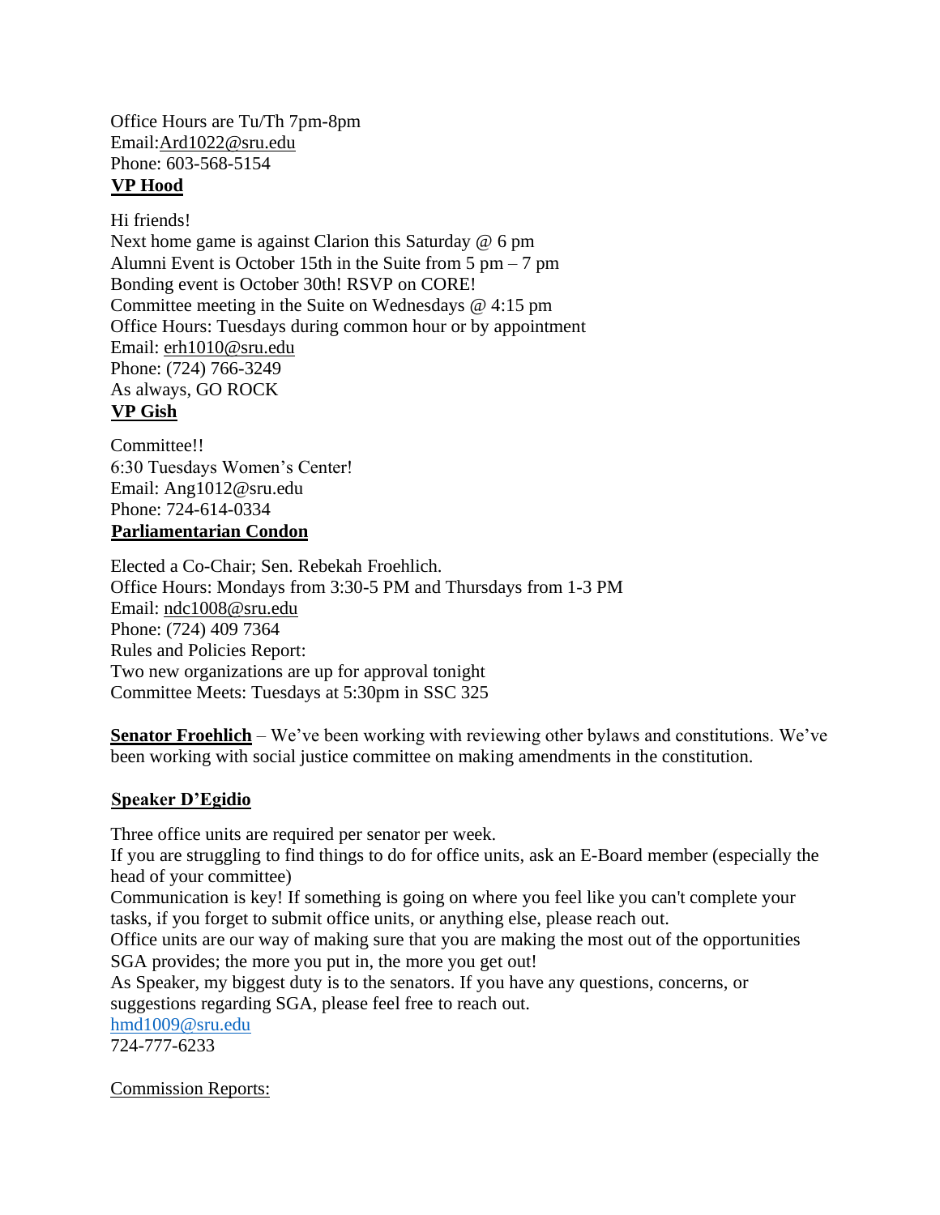Office Hours are Tu/Th 7pm-8pm
Email:Ard1022@sru.edu
Phone: 603-568-5154

**VP Hood**

Hi friends!
Next home game is against Clarion this Saturday @ 6 pm
Alumni Event is October 15th in the Suite from 5 pm – 7 pm
Bonding event is October 30th! RSVP on CORE!
Committee meeting in the Suite on Wednesdays @ 4:15 pm
Office Hours: Tuesdays during common hour or by appointment
Email: erh1010@sru.edu
Phone: (724) 766-3249
As always, GO ROCK

**VP Gish**

Committee!!
6:30 Tuesdays Women's Center!
Email: Ang1012@sru.edu
Phone: 724-614-0334

**Parliamentarian Condon**

Elected a Co-Chair; Sen. Rebekah Froehlich.
Office Hours: Mondays from 3:30-5 PM and Thursdays from 1-3 PM
Email: ndc1008@sru.edu
Phone: (724) 409 7364
Rules and Policies Report:
Two new organizations are up for approval tonight
Committee Meets: Tuesdays at 5:30pm in SSC 325

**Senator Froehlich** – We've been working with reviewing other bylaws and constitutions. We've been working with social justice committee on making amendments in the constitution.

**Speaker D'Egidio**

Three office units are required per senator per week.
If you are struggling to find things to do for office units, ask an E-Board member (especially the head of your committee)
Communication is key! If something is going on where you feel like you can't complete your tasks, if you forget to submit office units, or anything else, please reach out.
Office units are our way of making sure that you are making the most out of the opportunities SGA provides; the more you put in, the more you get out!
As Speaker, my biggest duty is to the senators. If you have any questions, concerns, or suggestions regarding SGA, please feel free to reach out.
hmd1009@sru.edu
724-777-6233

Commission Reports: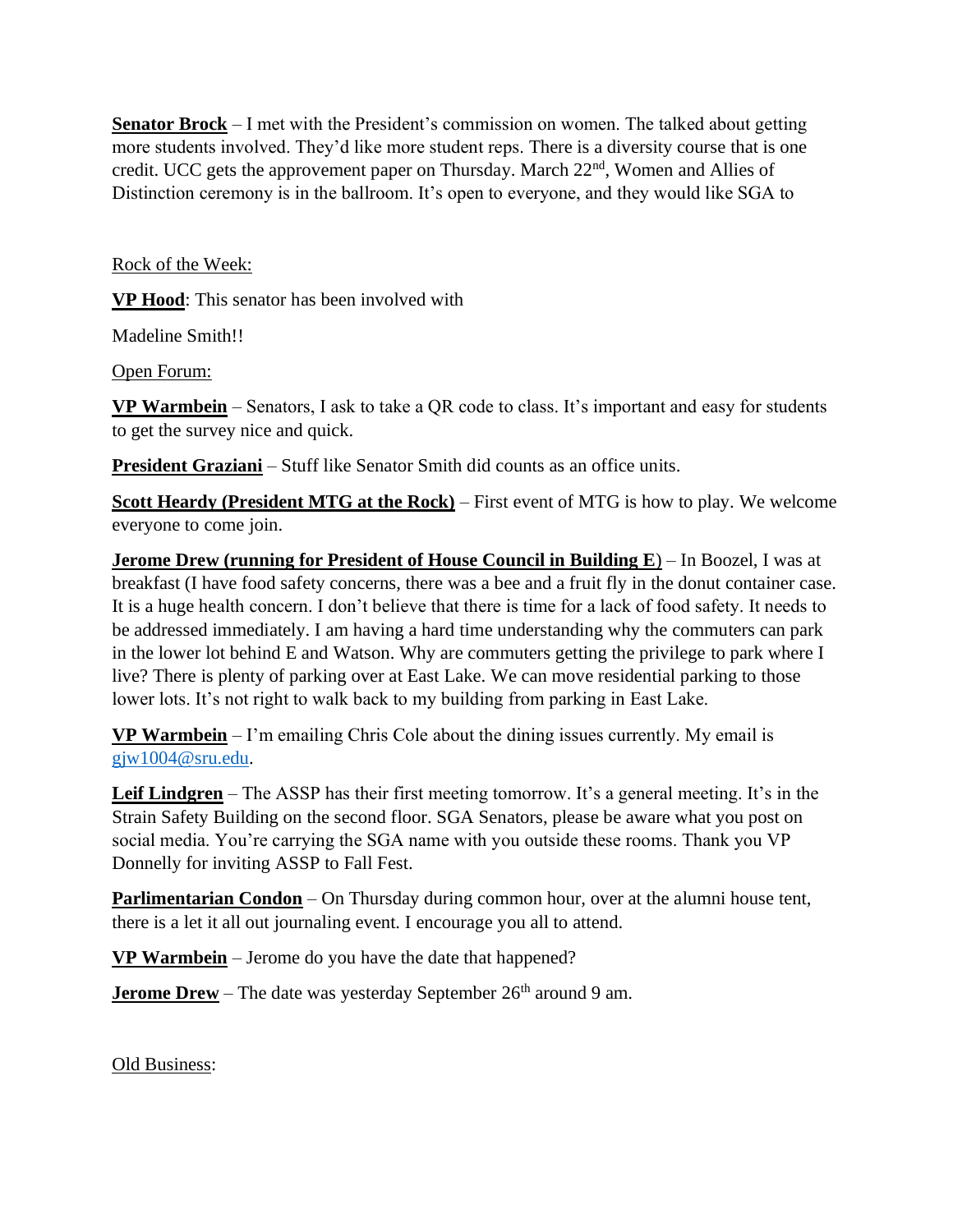**Senator Brock** – I met with the President's commission on women. The talked about getting more students involved. They'd like more student reps. There is a diversity course that is one credit. UCC gets the approvement paper on Thursday. March 22nd, Women and Allies of Distinction ceremony is in the ballroom. It's open to everyone, and they would like SGA to

Rock of the Week:

**VP Hood**: This senator has been involved with

Madeline Smith!!

Open Forum:

**VP Warmbein** – Senators, I ask to take a QR code to class. It's important and easy for students to get the survey nice and quick.

**President Graziani** – Stuff like Senator Smith did counts as an office units.

**Scott Heardy (President MTG at the Rock)** – First event of MTG is how to play. We welcome everyone to come join.

**Jerome Drew (running for President of House Council in Building E)** – In Boozel, I was at breakfast (I have food safety concerns, there was a bee and a fruit fly in the donut container case. It is a huge health concern. I don't believe that there is time for a lack of food safety. It needs to be addressed immediately. I am having a hard time understanding why the commuters can park in the lower lot behind E and Watson. Why are commuters getting the privilege to park where I live? There is plenty of parking over at East Lake. We can move residential parking to those lower lots. It's not right to walk back to my building from parking in East Lake.

**VP Warmbein** – I'm emailing Chris Cole about the dining issues currently. My email is gjw1004@sru.edu.

**Leif Lindgren** – The ASSP has their first meeting tomorrow. It's a general meeting. It's in the Strain Safety Building on the second floor. SGA Senators, please be aware what you post on social media. You're carrying the SGA name with you outside these rooms. Thank you VP Donnelly for inviting ASSP to Fall Fest.

**Parlimentarian Condon** – On Thursday during common hour, over at the alumni house tent, there is a let it all out journaling event. I encourage you all to attend.

**VP Warmbein** – Jerome do you have the date that happened?

**Jerome Drew** – The date was yesterday September 26th around 9 am.

Old Business: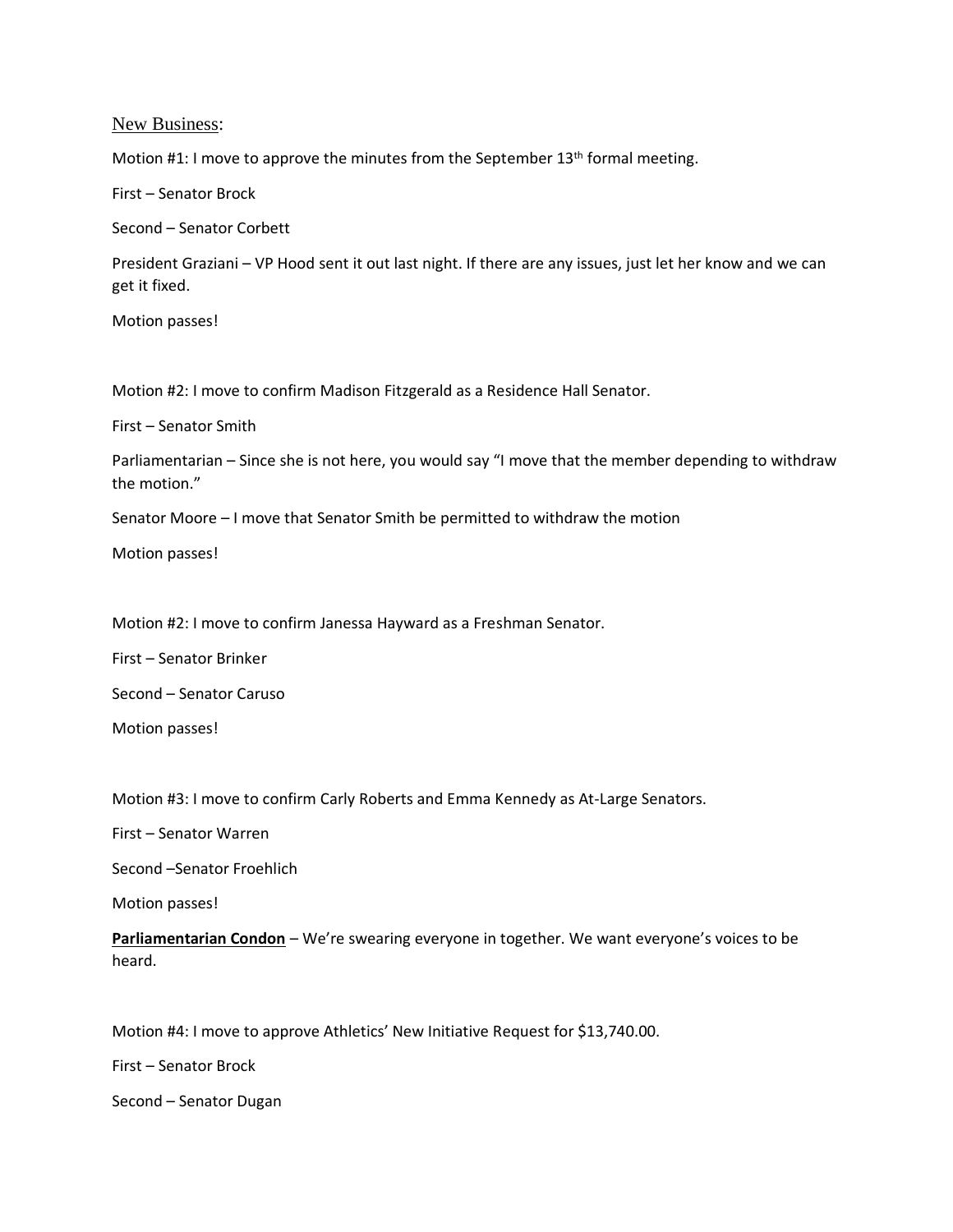New Business:

Motion #1: I move to approve the minutes from the September 13th formal meeting.

First – Senator Brock

Second – Senator Corbett

President Graziani – VP Hood sent it out last night. If there are any issues, just let her know and we can get it fixed.

Motion passes!

Motion #2: I move to confirm Madison Fitzgerald as a Residence Hall Senator.

First – Senator Smith

Parliamentarian – Since she is not here, you would say "I move that the member depending to withdraw the motion."

Senator Moore – I move that Senator Smith be permitted to withdraw the motion

Motion passes!

Motion #2: I move to confirm Janessa Hayward as a Freshman Senator.

First – Senator Brinker

Second – Senator Caruso

Motion passes!

Motion #3: I move to confirm Carly Roberts and Emma Kennedy as At-Large Senators.

First – Senator Warren

Second –Senator Froehlich

Motion passes!

**Parliamentarian Condon** – We're swearing everyone in together. We want everyone's voices to be heard.

Motion #4: I move to approve Athletics' New Initiative Request for $13,740.00.

First – Senator Brock

Second – Senator Dugan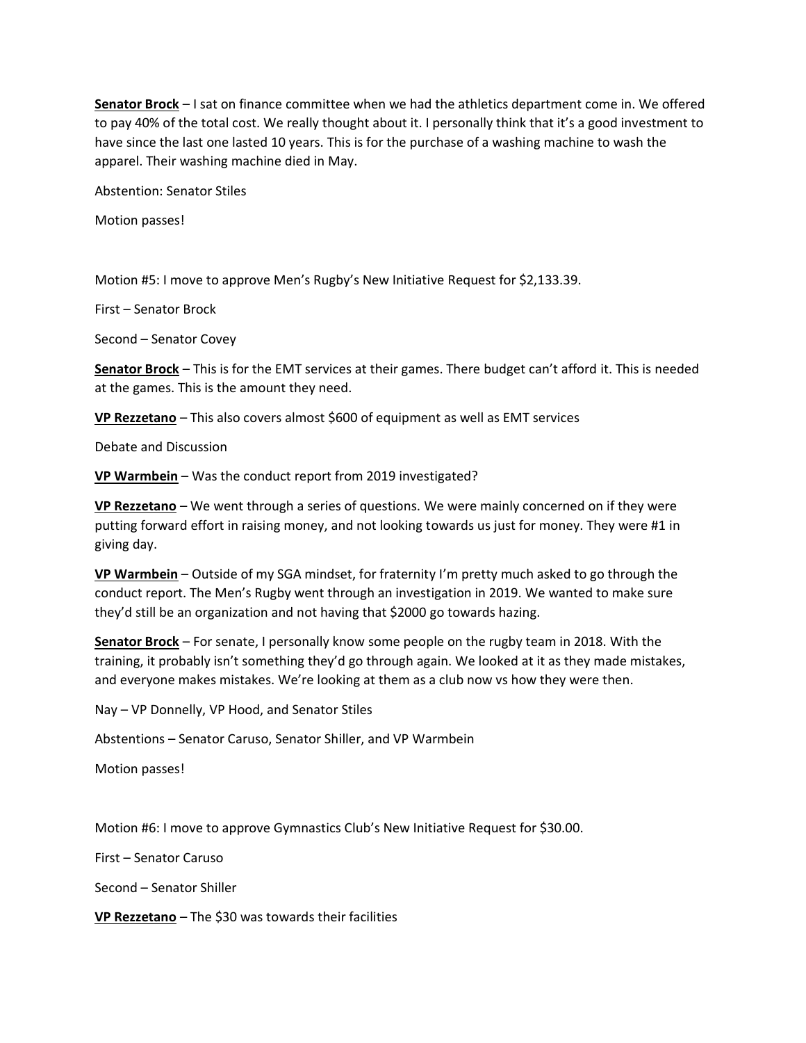**Senator Brock** – I sat on finance committee when we had the athletics department come in. We offered to pay 40% of the total cost. We really thought about it. I personally think that it's a good investment to have since the last one lasted 10 years. This is for the purchase of a washing machine to wash the apparel. Their washing machine died in May.

Abstention: Senator Stiles

Motion passes!

Motion #5: I move to approve Men's Rugby's New Initiative Request for $2,133.39.

First – Senator Brock

Second – Senator Covey

**Senator Brock** – This is for the EMT services at their games. There budget can't afford it. This is needed at the games. This is the amount they need.

**VP Rezzetano** – This also covers almost $600 of equipment as well as EMT services

Debate and Discussion

**VP Warmbein** – Was the conduct report from 2019 investigated?

**VP Rezzetano** – We went through a series of questions. We were mainly concerned on if they were putting forward effort in raising money, and not looking towards us just for money. They were #1 in giving day.

**VP Warmbein** – Outside of my SGA mindset, for fraternity I'm pretty much asked to go through the conduct report. The Men's Rugby went through an investigation in 2019. We wanted to make sure they'd still be an organization and not having that $2000 go towards hazing.

**Senator Brock** – For senate, I personally know some people on the rugby team in 2018. With the training, it probably isn't something they'd go through again. We looked at it as they made mistakes, and everyone makes mistakes. We're looking at them as a club now vs how they were then.

Nay – VP Donnelly, VP Hood, and Senator Stiles

Abstentions – Senator Caruso, Senator Shiller, and VP Warmbein

Motion passes!

Motion #6: I move to approve Gymnastics Club's New Initiative Request for $30.00.

First – Senator Caruso

Second – Senator Shiller

**VP Rezzetano** – The $30 was towards their facilities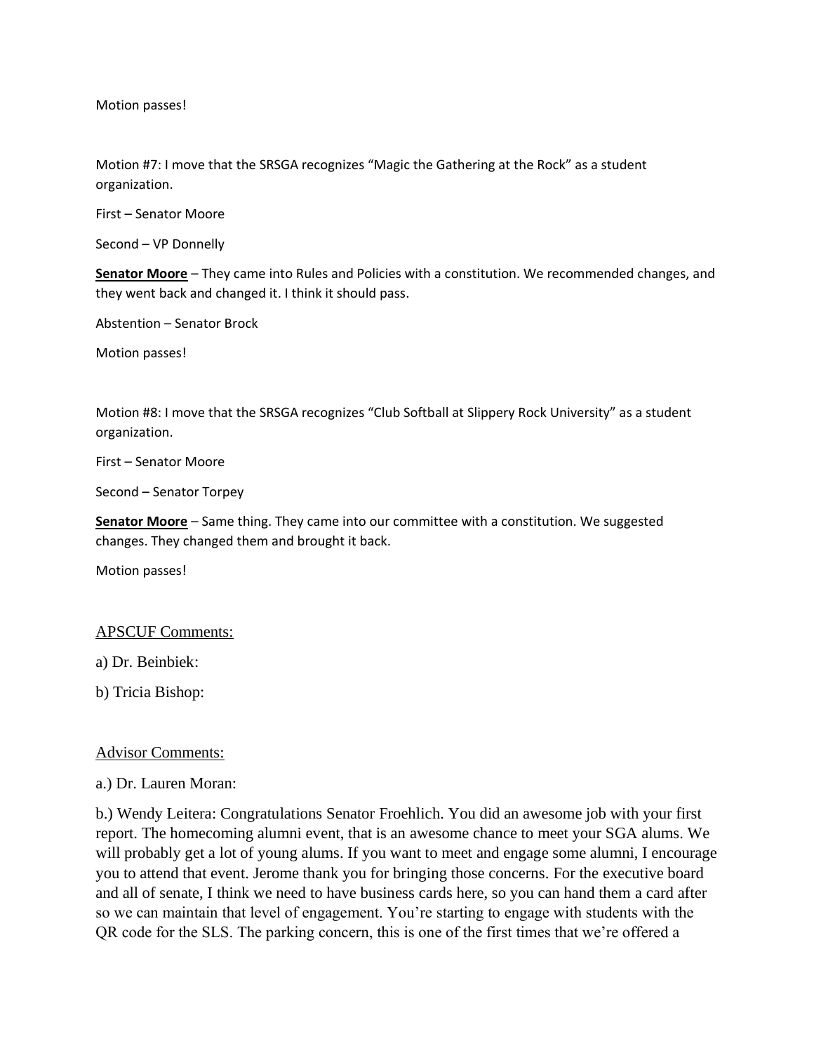Motion passes!

Motion #7: I move that the SRSGA recognizes “Magic the Gathering at the Rock” as a student organization.

First – Senator Moore

Second – VP Donnelly

**Senator Moore** – They came into Rules and Policies with a constitution. We recommended changes, and they went back and changed it. I think it should pass.

Abstention – Senator Brock

Motion passes!

Motion #8: I move that the SRSGA recognizes “Club Softball at Slippery Rock University” as a student organization.

First – Senator Moore

Second – Senator Torpey

**Senator Moore** – Same thing. They came into our committee with a constitution. We suggested changes. They changed them and brought it back.

Motion passes!

## APSCUF Comments:

a) Dr. Beinbiek:

b) Tricia Bishop:

## Advisor Comments:

a.) Dr. Lauren Moran:

b.) Wendy Leitera: Congratulations Senator Froehlich. You did an awesome job with your first report. The homecoming alumni event, that is an awesome chance to meet your SGA alums. We will probably get a lot of young alums. If you want to meet and engage some alumni, I encourage you to attend that event. Jerome thank you for bringing those concerns. For the executive board and all of senate, I think we need to have business cards here, so you can hand them a card after so we can maintain that level of engagement. You’re starting to engage with students with the QR code for the SLS. The parking concern, this is one of the first times that we’re offered a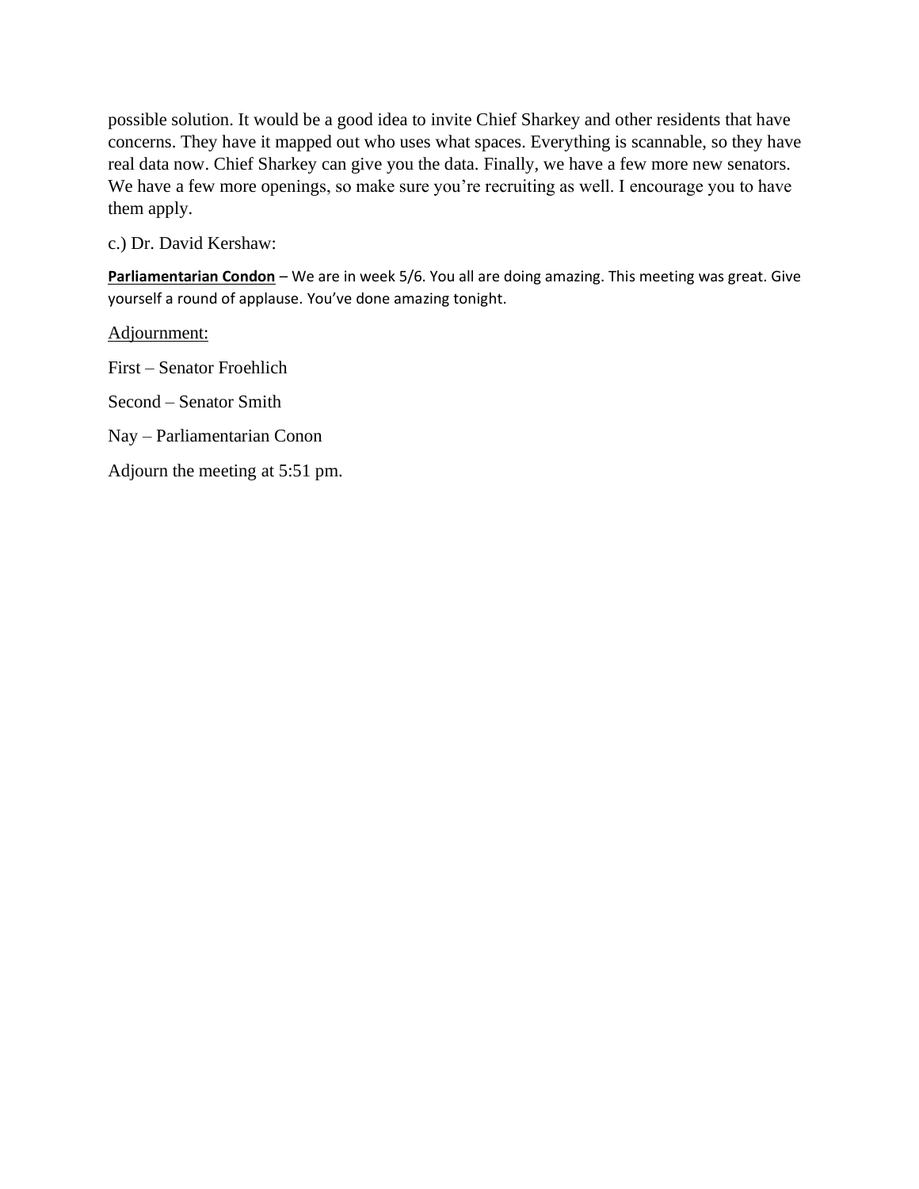possible solution. It would be a good idea to invite Chief Sharkey and other residents that have concerns. They have it mapped out who uses what spaces. Everything is scannable, so they have real data now. Chief Sharkey can give you the data. Finally, we have a few more new senators. We have a few more openings, so make sure you're recruiting as well. I encourage you to have them apply.

c.) Dr. David Kershaw:

**Parliamentarian Condon** – We are in week 5/6. You all are doing amazing. This meeting was great. Give yourself a round of applause. You've done amazing tonight.

Adjournment:

First – Senator Froehlich

Second – Senator Smith

Nay – Parliamentarian Conon

Adjourn the meeting at 5:51 pm.